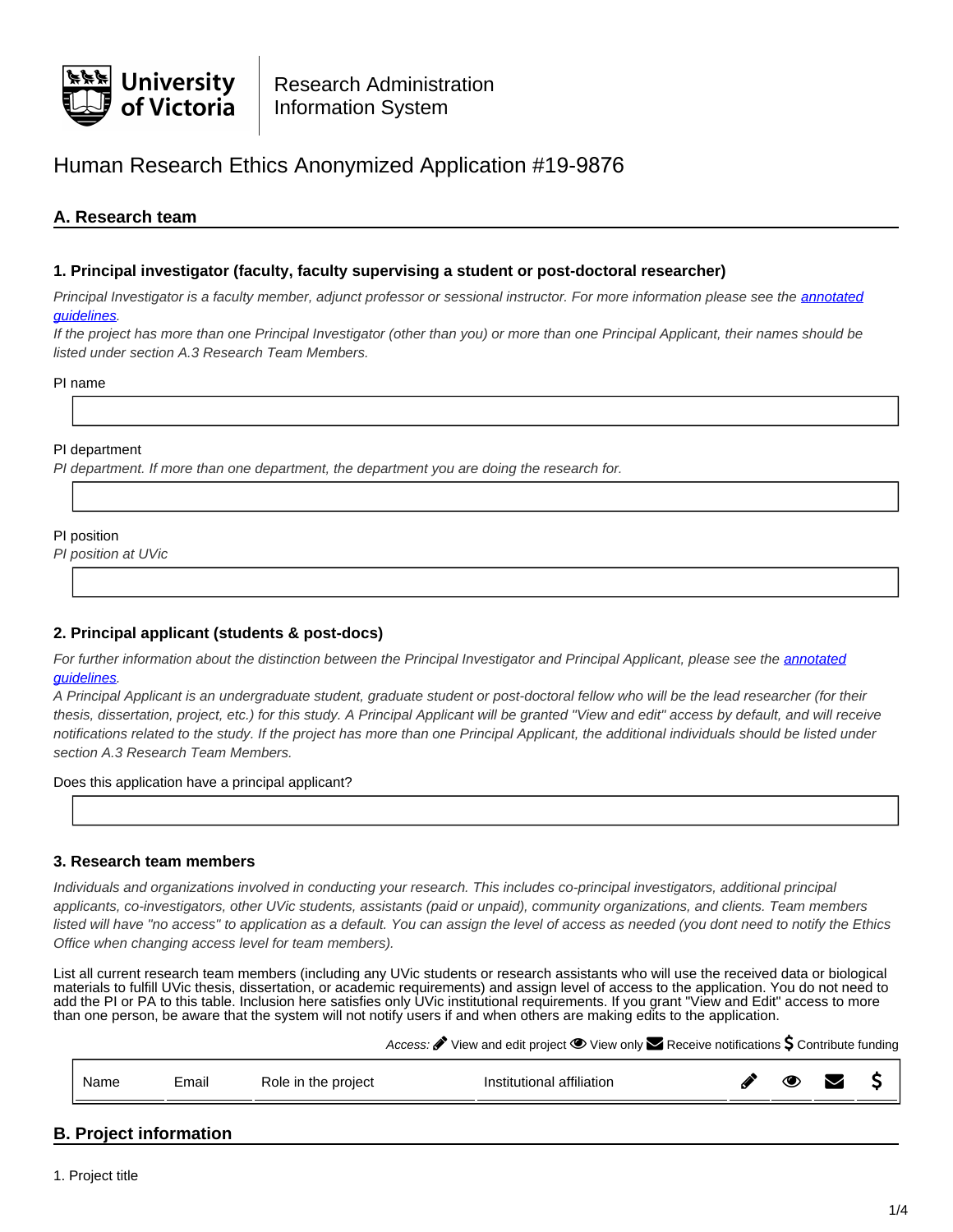University of Victoria | Research Administration Information System

# Human Research Ethics Anonymized Application #19-9876

## A. Research team

### 1. Principal investigator (faculty, faculty supervising a student or post-doctoral researcher)

*Principal Investigator is a faculty member, adjunct professor or sessional instructor. For more information please see the [annotated guidelines](annotated guidelines).*
*If the project has more than one Principal Investigator (other than you) or more than one Principal Applicant, their names should be listed under section A.3 Research Team Members.*

PI name

PI department
*PI department. If more than one department, the department you are doing the research for.*

PI position
*PI position at UVic*

### 2. Principal applicant (students & post-docs)

*For further information about the distinction between the Principal Investigator and Principal Applicant, please see the [annotated guidelines](annotated guidelines).*
*A Principal Applicant is an undergraduate student, graduate student or post-doctoral fellow who will be the lead researcher (for their thesis, dissertation, project, etc.) for this study. A Principal Applicant will be granted "View and edit" access by default, and will receive notifications related to the study. If the project has more than one Principal Applicant, the additional individuals should be listed under section A.3 Research Team Members.*

Does this application have a principal applicant?

### 3. Research team members

*Individuals and organizations involved in conducting your research. This includes co-principal investigators, additional principal applicants, co-investigators, other UVic students, assistants (paid or unpaid), community organizations, and clients. Team members listed will have "no access" to application as a default. You can assign the level of access as needed (you dont need to notify the Ethics Office when changing access level for team members).*

List all current research team members (including any UVic students or research assistants who will use the received data or biological materials to fulfill UVic thesis, dissertation, or academic requirements) and assign level of access to the application. You do not need to add the PI or PA to this table. Inclusion here satisfies only UVic institutional requirements. If you grant "View and Edit" access to more than one person, be aware that the system will not notify users if and when others are making edits to the application.

*Access:* ✎ View and edit project 👁 View only ✉ Receive notifications $ Contribute funding

| Name | Email | Role in the project | Institutional affiliation | ✎ | 👁 | ✉ | $ |
|---|---|---|---|---|---|---|---|

## B. Project information

1. Project title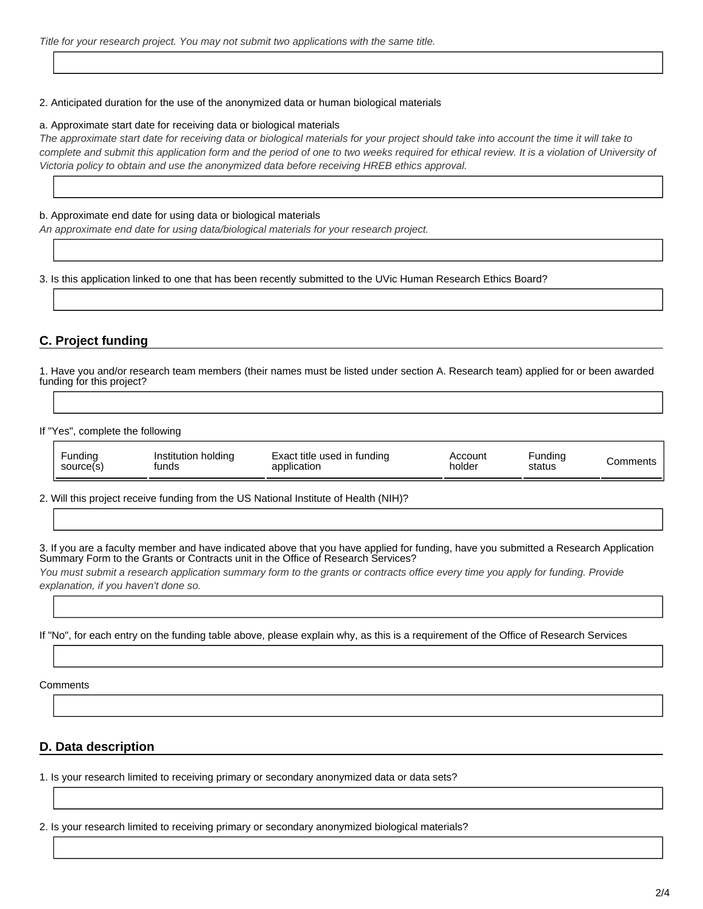*Title for your research project. You may not submit two applications with the same title.*

2. Anticipated duration for the use of the anonymized data or human biological materials

a. Approximate start date for receiving data or biological materials

*The approximate start date for receiving data or biological materials for your project should take into account the time it will take to complete and submit this application form and the period of one to two weeks required for ethical review. It is a violation of University of Victoria policy to obtain and use the anonymized data before receiving HREB ethics approval.*

b. Approximate end date for using data or biological materials

*An approximate end date for using data/biological materials for your research project.*

3. Is this application linked to one that has been recently submitted to the UVic Human Research Ethics Board?

## C. Project funding

1. Have you and/or research team members (their names must be listed under section A. Research team) applied for or been awarded funding for this project?

If "Yes", complete the following

| Funding source(s) | Institution holding funds | Exact title used in funding application | Account holder | Funding status | Comments |
|---|---|---|---|---|---|

2. Will this project receive funding from the US National Institute of Health (NIH)?

3. If you are a faculty member and have indicated above that you have applied for funding, have you submitted a Research Application Summary Form to the Grants or Contracts unit in the Office of Research Services?

*You must submit a research application summary form to the grants or contracts office every time you apply for funding. Provide explanation, if you haven't done so.*

If "No", for each entry on the funding table above, please explain why, as this is a requirement of the Office of Research Services

Comments

## D. Data description

1. Is your research limited to receiving primary or secondary anonymized data or data sets?

2. Is your research limited to receiving primary or secondary anonymized biological materials?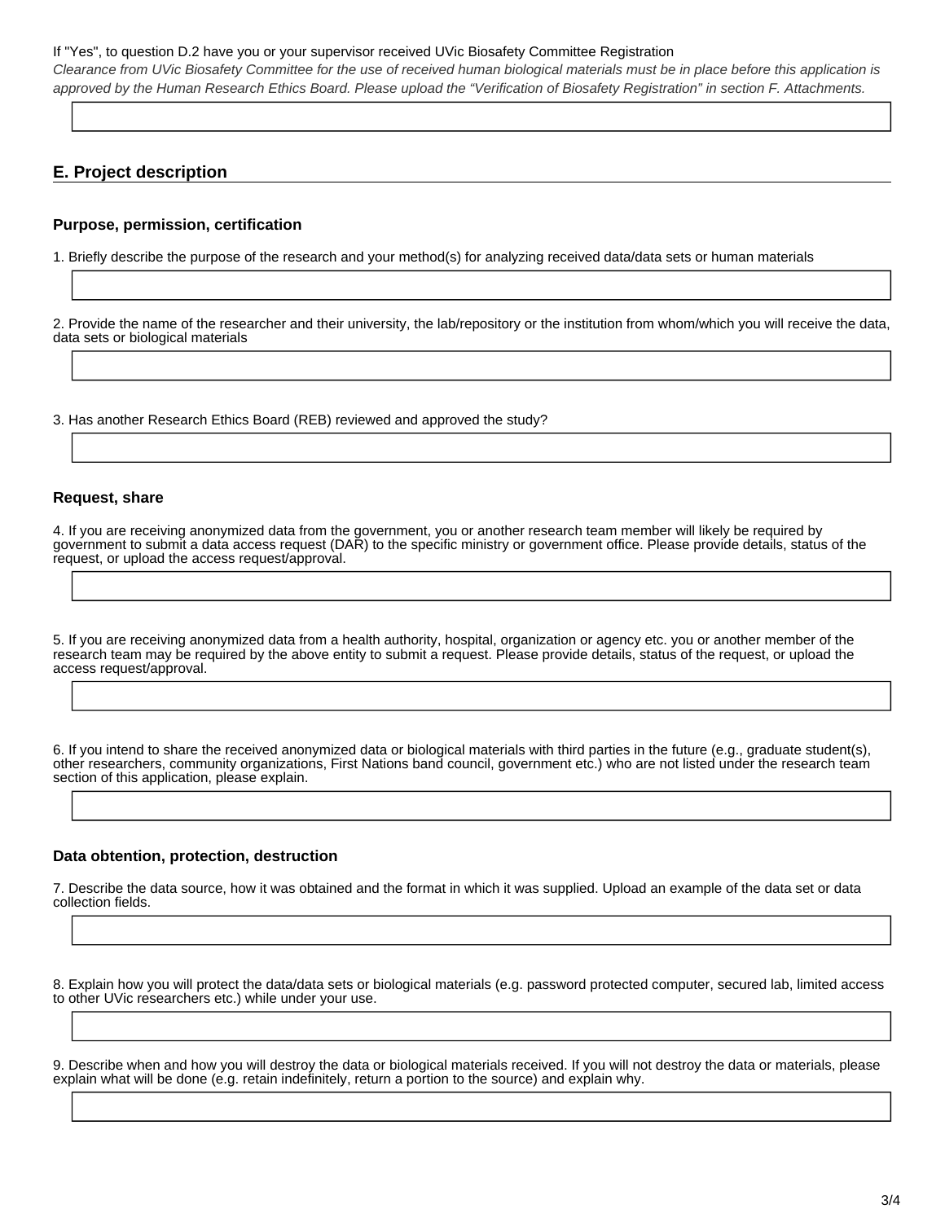If "Yes", to question D.2 have you or your supervisor received UVic Biosafety Committee Registration

*Clearance from UVic Biosafety Committee for the use of received human biological materials must be in place before this application is approved by the Human Research Ethics Board. Please upload the "Verification of Biosafety Registration" in section F. Attachments.*

## E. Project description

### Purpose, permission, certification

1. Briefly describe the purpose of the research and your method(s) for analyzing received data/data sets or human materials

2. Provide the name of the researcher and their university, the lab/repository or the institution from whom/which you will receive the data, data sets or biological materials

3. Has another Research Ethics Board (REB) reviewed and approved the study?

### Request, share

4. If you are receiving anonymized data from the government, you or another research team member will likely be required by government to submit a data access request (DAR) to the specific ministry or government office. Please provide details, status of the request, or upload the access request/approval.

5. If you are receiving anonymized data from a health authority, hospital, organization or agency etc. you or another member of the research team may be required by the above entity to submit a request. Please provide details, status of the request, or upload the access request/approval.

6. If you intend to share the received anonymized data or biological materials with third parties in the future (e.g., graduate student(s), other researchers, community organizations, First Nations band council, government etc.) who are not listed under the research team section of this application, please explain.

### Data obtention, protection, destruction

7. Describe the data source, how it was obtained and the format in which it was supplied. Upload an example of the data set or data collection fields.

8. Explain how you will protect the data/data sets or biological materials (e.g. password protected computer, secured lab, limited access to other UVic researchers etc.) while under your use.

9. Describe when and how you will destroy the data or biological materials received. If you will not destroy the data or materials, please explain what will be done (e.g. retain indefinitely, return a portion to the source) and explain why.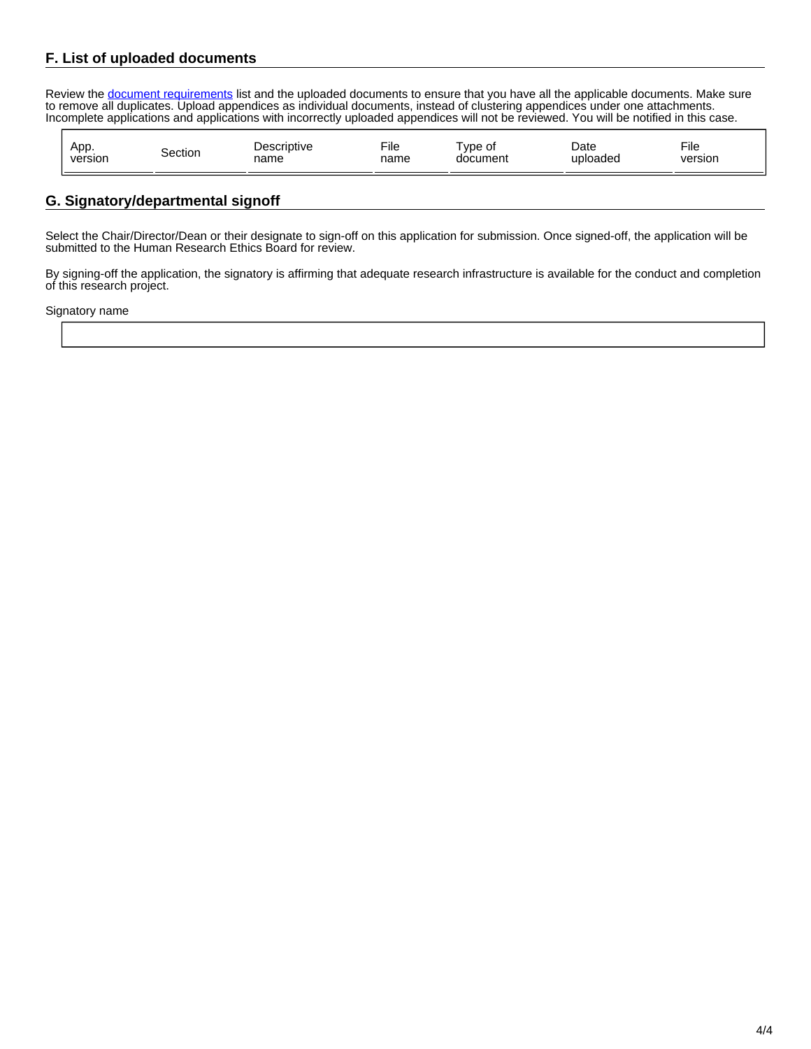## F. List of uploaded documents

Review the document requirements list and the uploaded documents to ensure that you have all the applicable documents. Make sure to remove all duplicates. Upload appendices as individual documents, instead of clustering appendices under one attachments. Incomplete applications and applications with incorrectly uploaded appendices will not be reviewed. You will be notified in this case.

| App. version | Section | Descriptive name | File name | Type of document | Date uploaded | File version |
|---|---|---|---|---|---|---|

## G. Signatory/departmental signoff

Select the Chair/Director/Dean or their designate to sign-off on this application for submission. Once signed-off, the application will be submitted to the Human Research Ethics Board for review.

By signing-off the application, the signatory is affirming that adequate research infrastructure is available for the conduct and completion of this research project.

Signatory name